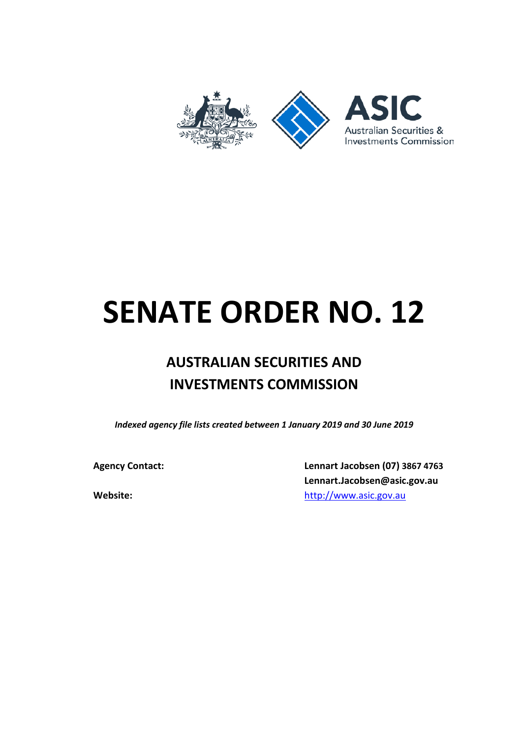# SENATE ORDER NO. 12

## AUSTRALIAN SECURITIES AND INVESTMENTS COMMISSION

*Indexed agency file lists created between 1 January 2019 and 30 June 2019*

**Agency Contact:** **Lennart Jacobsen (07) 3867 4763**
**Lennart.Jacobsen@asic.gov.au**

**Website:** http://www.asic.gov.au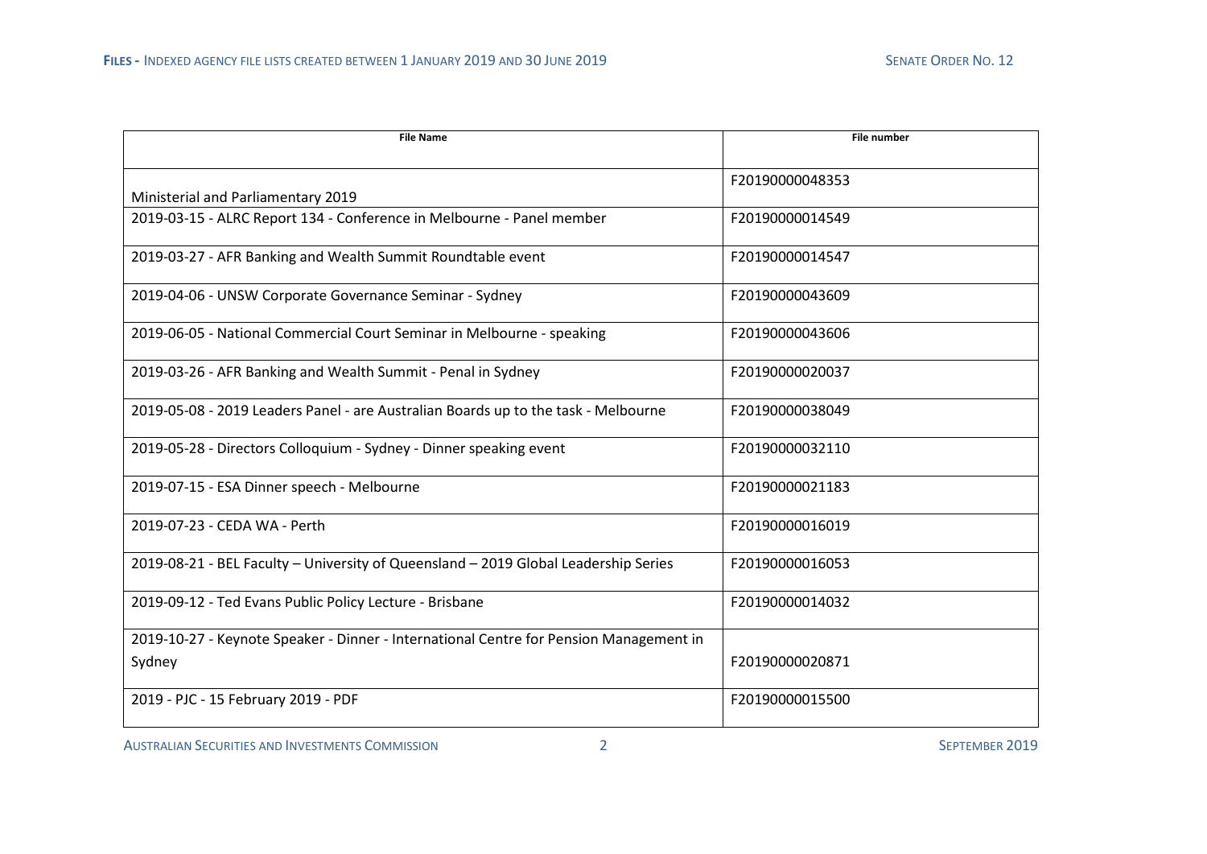| File Name | File number |
| --- | --- |
| Ministerial and Parliamentary 2019 | F20190000048353 |
| 2019-03-15 - ALRC Report 134 - Conference in Melbourne - Panel member | F20190000014549 |
| 2019-03-27 - AFR Banking and Wealth Summit Roundtable event | F20190000014547 |
| 2019-04-06 - UNSW Corporate Governance Seminar - Sydney | F20190000043609 |
| 2019-06-05 - National Commercial Court Seminar in Melbourne - speaking | F20190000043606 |
| 2019-03-26 - AFR Banking and Wealth Summit - Penal in Sydney | F20190000020037 |
| 2019-05-08 - 2019 Leaders Panel - are Australian Boards up to the task - Melbourne | F20190000038049 |
| 2019-05-28 - Directors Colloquium - Sydney - Dinner speaking event | F20190000032110 |
| 2019-07-15 - ESA Dinner speech - Melbourne | F20190000021183 |
| 2019-07-23 - CEDA WA - Perth | F20190000016019 |
| 2019-08-21 - BEL Faculty – University of Queensland – 2019 Global Leadership Series | F20190000016053 |
| 2019-09-12 - Ted Evans Public Policy Lecture - Brisbane | F20190000014032 |
| 2019-10-27 - Keynote Speaker - Dinner - International Centre for Pension Management in Sydney | F20190000020871 |
| 2019 - PJC - 15 February 2019 - PDF | F20190000015500 |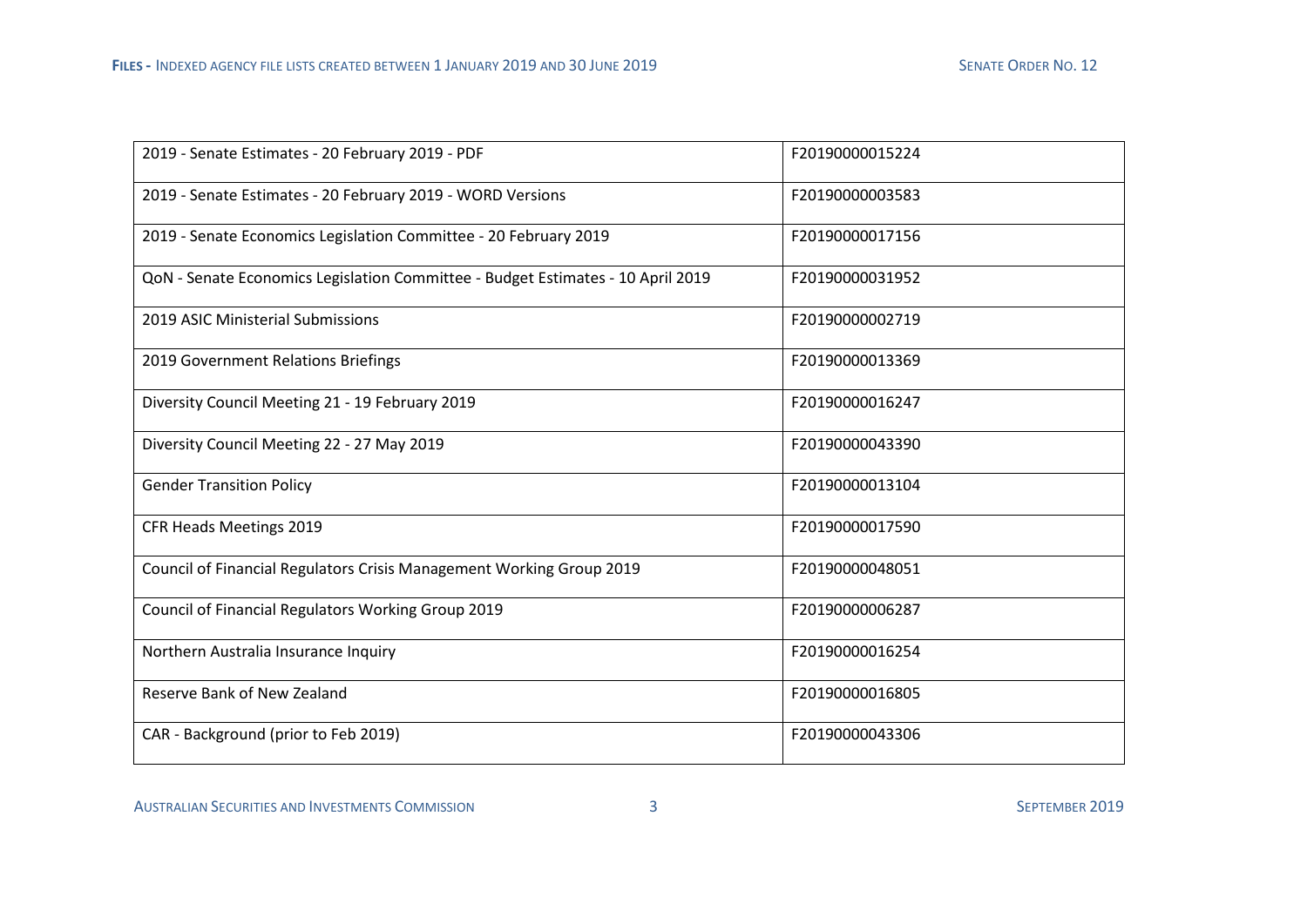| | |
|---|---|
| 2019 - Senate Estimates - 20 February 2019 - PDF | F20190000015224 |
| 2019 - Senate Estimates - 20 February 2019 - WORD Versions | F20190000003583 |
| 2019 - Senate Economics Legislation Committee - 20 February 2019 | F20190000017156 |
| QoN - Senate Economics Legislation Committee - Budget Estimates - 10 April 2019 | F20190000031952 |
| 2019 ASIC Ministerial Submissions | F20190000002719 |
| 2019 Government Relations Briefings | F20190000013369 |
| Diversity Council Meeting 21 - 19 February 2019 | F20190000016247 |
| Diversity Council Meeting 22 - 27 May 2019 | F20190000043390 |
| Gender Transition Policy | F20190000013104 |
| CFR Heads Meetings 2019 | F20190000017590 |
| Council of Financial Regulators Crisis Management Working Group 2019 | F20190000048051 |
| Council of Financial Regulators Working Group 2019 | F20190000006287 |
| Northern Australia Insurance Inquiry | F20190000016254 |
| Reserve Bank of New Zealand | F20190000016805 |
| CAR - Background (prior to Feb 2019) | F20190000043306 |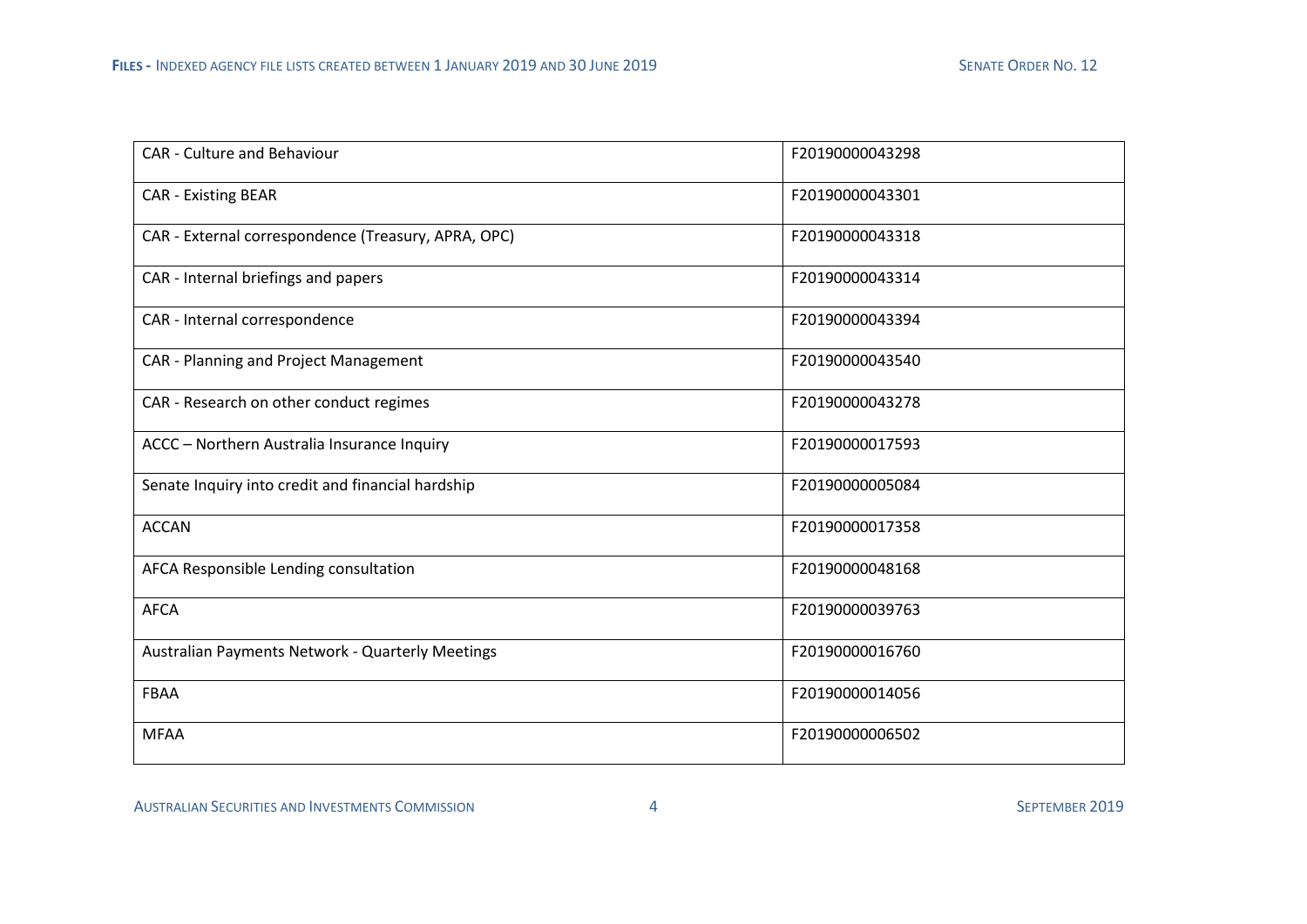| | |
|---|---|
| CAR - Culture and Behaviour | F20190000043298 |
| CAR - Existing BEAR | F20190000043301 |
| CAR - External correspondence (Treasury, APRA, OPC) | F20190000043318 |
| CAR - Internal briefings and papers | F20190000043314 |
| CAR - Internal correspondence | F20190000043394 |
| CAR - Planning and Project Management | F20190000043540 |
| CAR - Research on other conduct regimes | F20190000043278 |
| ACCC – Northern Australia Insurance Inquiry | F20190000017593 |
| Senate Inquiry into credit and financial hardship | F20190000005084 |
| ACCAN | F20190000017358 |
| AFCA Responsible Lending consultation | F20190000048168 |
| AFCA | F20190000039763 |
| Australian Payments Network - Quarterly Meetings | F20190000016760 |
| FBAA | F20190000014056 |
| MFAA | F20190000006502 |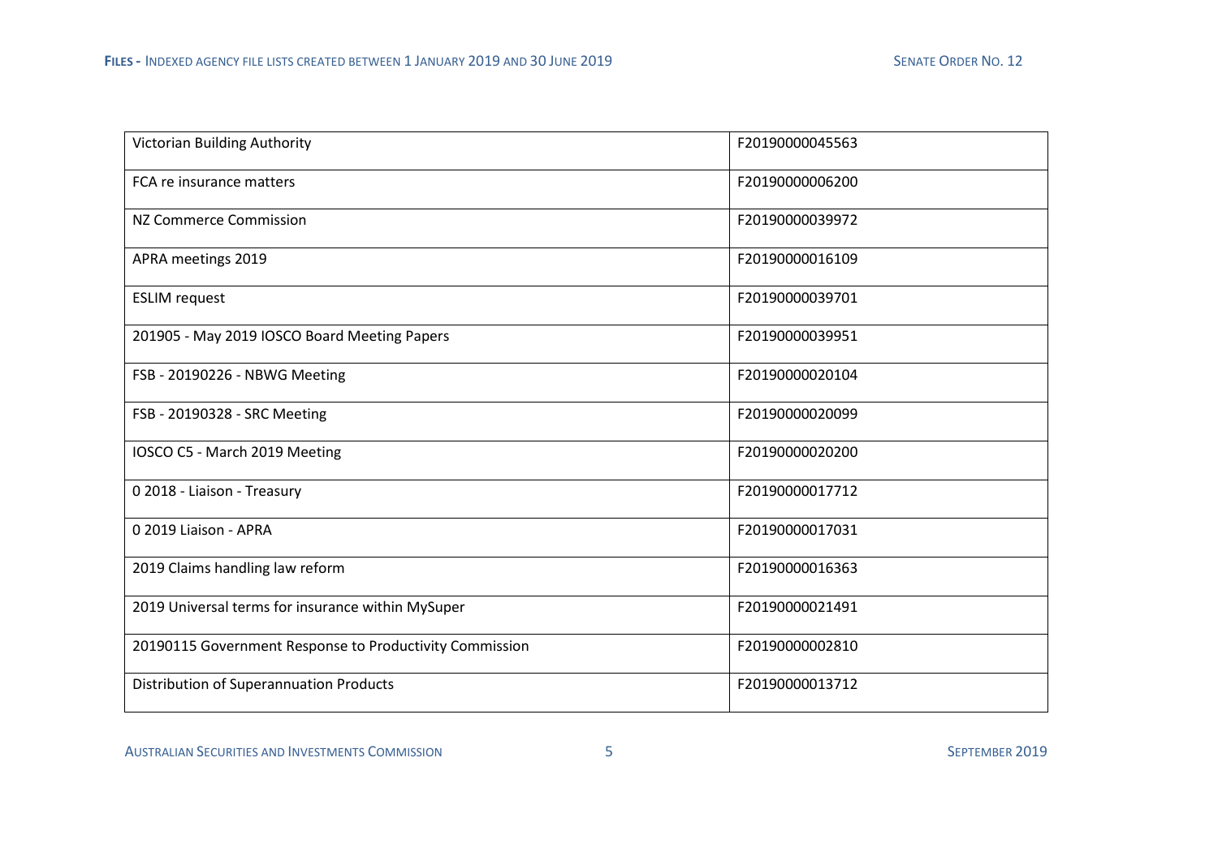| | |
|---|---|
| Victorian Building Authority | F20190000045563 |
| FCA re insurance matters | F20190000006200 |
| NZ Commerce Commission | F20190000039972 |
| APRA meetings 2019 | F20190000016109 |
| ESLIM request | F20190000039701 |
| 201905 - May 2019 IOSCO Board Meeting Papers | F20190000039951 |
| FSB - 20190226 - NBWG Meeting | F20190000020104 |
| FSB - 20190328 - SRC Meeting | F20190000020099 |
| IOSCO C5 - March 2019 Meeting | F20190000020200 |
| 0 2018 - Liaison - Treasury | F20190000017712 |
| 0 2019 Liaison - APRA | F20190000017031 |
| 2019 Claims handling law reform | F20190000016363 |
| 2019 Universal terms for insurance within MySuper | F20190000021491 |
| 20190115 Government Response to Productivity Commission | F20190000002810 |
| Distribution of Superannuation Products | F20190000013712 |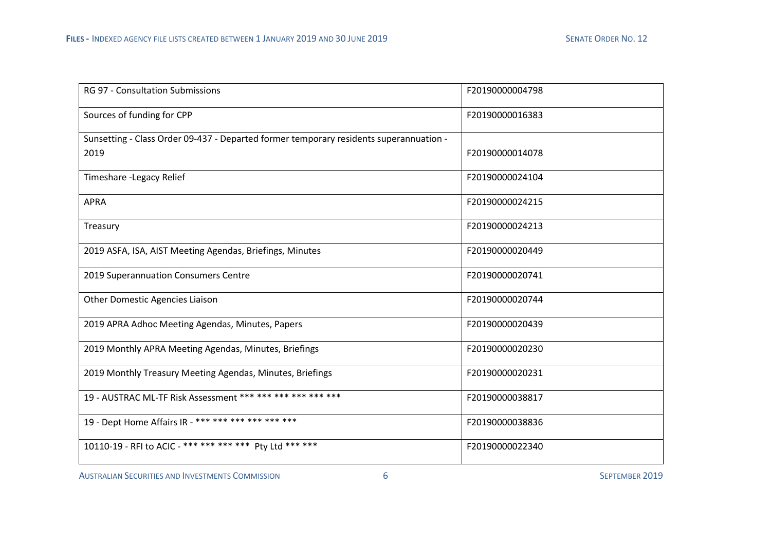| | |
|---|---|
| RG 97 - Consultation Submissions | F20190000004798 |
| Sources of funding for CPP | F20190000016383 |
| Sunsetting - Class Order 09-437 - Departed former temporary residents superannuation - 2019 | F20190000014078 |
| Timeshare -Legacy Relief | F20190000024104 |
| APRA | F20190000024215 |
| Treasury | F20190000024213 |
| 2019 ASFA, ISA, AIST Meeting Agendas, Briefings, Minutes | F20190000020449 |
| 2019 Superannuation Consumers Centre | F20190000020741 |
| Other Domestic Agencies Liaison | F20190000020744 |
| 2019 APRA Adhoc Meeting Agendas, Minutes, Papers | F20190000020439 |
| 2019 Monthly APRA Meeting Agendas, Minutes, Briefings | F20190000020230 |
| 2019 Monthly Treasury Meeting Agendas, Minutes, Briefings | F20190000020231 |
| 19 - AUSTRAC ML-TF Risk Assessment *** *** *** *** *** *** | F20190000038817 |
| 19 - Dept Home Affairs IR - *** *** *** *** *** *** | F20190000038836 |
| 10110-19 - RFI to ACIC - *** *** *** *** Pty Ltd *** *** | F20190000022340 |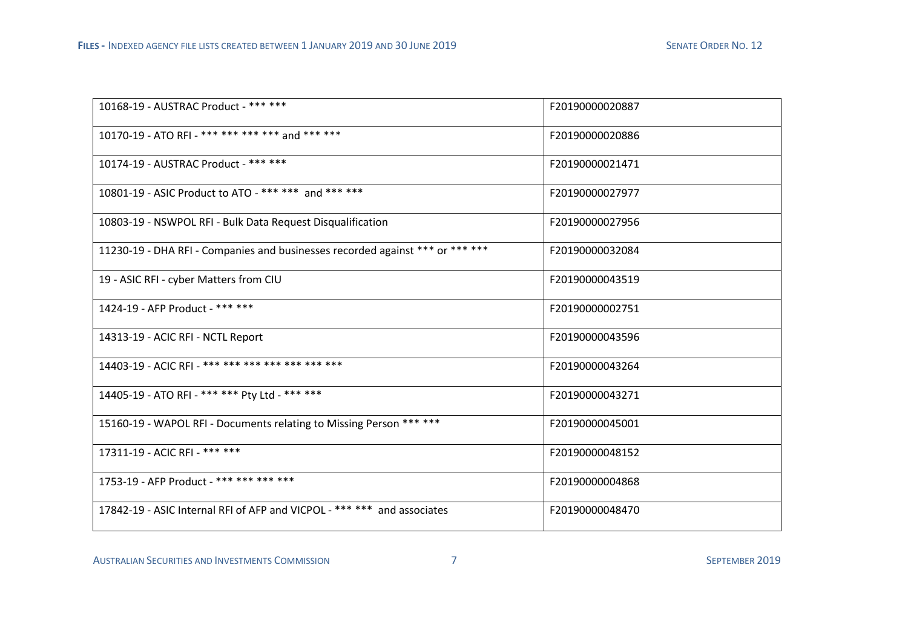| | |
|---|---|
| 10168-19 - AUSTRAC Product - *** *** | F20190000020887 |
| 10170-19 - ATO RFI - *** *** *** *** and *** *** | F20190000020886 |
| 10174-19 - AUSTRAC Product - *** *** | F20190000021471 |
| 10801-19 - ASIC Product to ATO - *** *** and *** *** | F20190000027977 |
| 10803-19 - NSWPOL RFI - Bulk Data Request Disqualification | F20190000027956 |
| 11230-19 - DHA RFI - Companies and businesses recorded against *** or *** *** | F20190000032084 |
| 19 - ASIC RFI - cyber Matters from CIU | F20190000043519 |
| 1424-19 - AFP Product - *** *** | F20190000002751 |
| 14313-19 - ACIC RFI - NCTL Report | F20190000043596 |
| 14403-19 - ACIC RFI - *** *** *** *** *** *** *** | F20190000043264 |
| 14405-19 - ATO RFI - *** *** Pty Ltd - *** *** | F20190000043271 |
| 15160-19 - WAPOL RFI - Documents relating to Missing Person *** *** | F20190000045001 |
| 17311-19 - ACIC RFI - *** *** | F20190000048152 |
| 1753-19 - AFP Product - *** *** *** *** | F20190000004868 |
| 17842-19 - ASIC Internal RFI of AFP and VICPOL - *** *** and associates | F20190000048470 |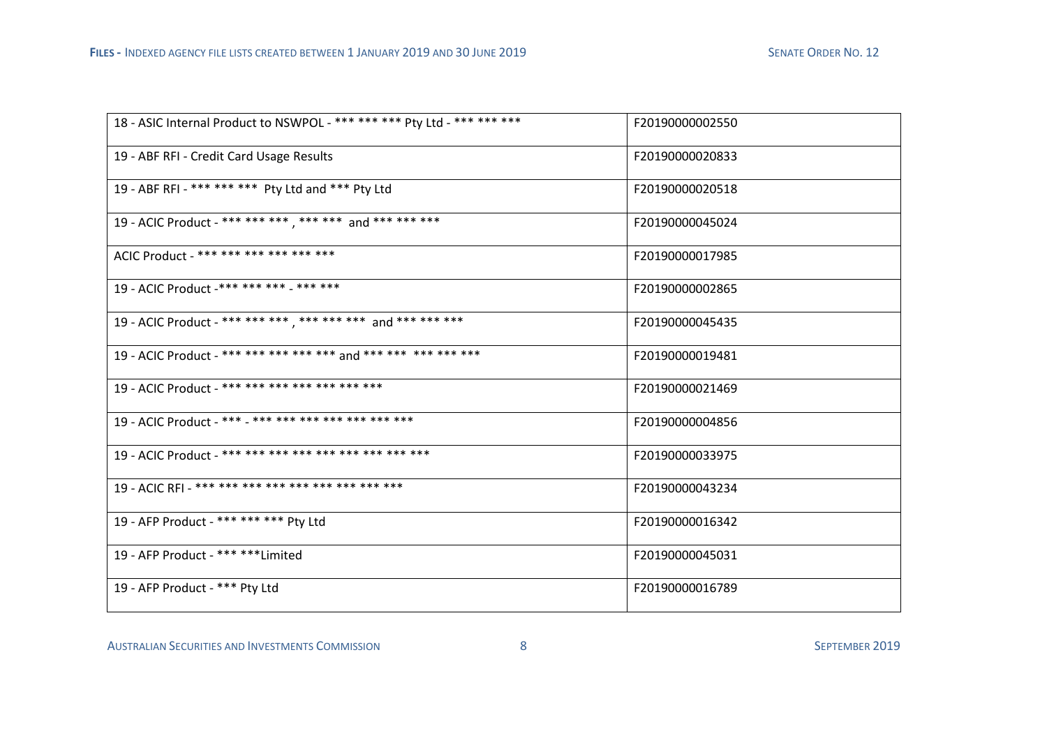| | |
|---|---|
| 18 - ASIC Internal Product to NSWPOL - *** *** *** Pty Ltd - *** *** *** | F20190000002550 |
| 19 - ABF RFI - Credit Card Usage Results | F20190000020833 |
| 19 - ABF RFI - *** *** *** Pty Ltd and *** Pty Ltd | F20190000020518 |
| 19 - ACIC Product - *** *** *** , *** *** and *** *** *** | F20190000045024 |
| ACIC Product - *** *** *** *** *** *** | F20190000017985 |
| 19 - ACIC Product -*** *** *** - *** *** | F20190000002865 |
| 19 - ACIC Product - *** *** *** , *** *** *** and *** *** *** | F20190000045435 |
| 19 - ACIC Product - *** *** *** *** *** and *** *** *** *** *** | F20190000019481 |
| 19 - ACIC Product - *** *** *** *** *** *** *** | F20190000021469 |
| 19 - ACIC Product - *** - *** *** *** *** *** *** *** | F20190000004856 |
| 19 - ACIC Product - *** *** *** *** *** *** *** *** *** | F20190000033975 |
| 19 - ACIC RFI - *** *** *** *** *** *** *** *** *** | F20190000043234 |
| 19 - AFP Product - *** *** *** Pty Ltd | F20190000016342 |
| 19 - AFP Product - *** ***Limited | F20190000045031 |
| 19 - AFP Product - *** Pty Ltd | F20190000016789 |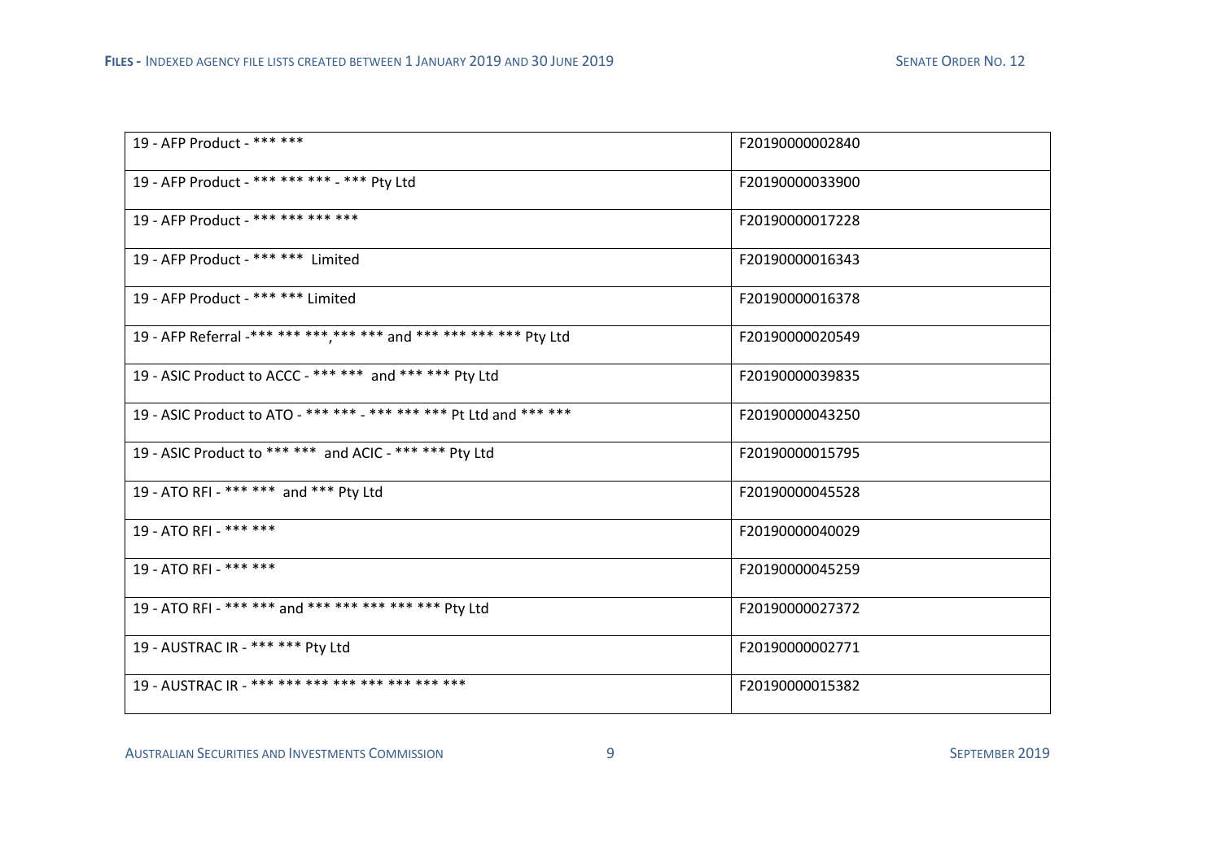| | |
|---|---|
| 19 - AFP Product - *** *** | F20190000002840 |
| 19 - AFP Product - *** *** *** - *** Pty Ltd | F20190000033900 |
| 19 - AFP Product - *** *** *** *** | F20190000017228 |
| 19 - AFP Product - *** ***  Limited | F20190000016343 |
| 19 - AFP Product - *** *** Limited | F20190000016378 |
| 19 - AFP Referral -*** *** ***,*** *** and *** *** *** *** Pty Ltd | F20190000020549 |
| 19 - ASIC Product to ACCC - *** ***  and *** *** Pty Ltd | F20190000039835 |
| 19 - ASIC Product to ATO - *** *** - *** *** *** Pt Ltd and *** *** | F20190000043250 |
| 19 - ASIC Product to *** ***  and ACIC - *** *** Pty Ltd | F20190000015795 |
| 19 - ATO RFI - *** ***  and *** Pty Ltd | F20190000045528 |
| 19 - ATO RFI - *** *** | F20190000040029 |
| 19 - ATO RFI - *** *** | F20190000045259 |
| 19 - ATO RFI - *** *** and *** *** *** *** *** Pty Ltd | F20190000027372 |
| 19 - AUSTRAC IR - *** *** Pty Ltd | F20190000002771 |
| 19 - AUSTRAC IR - *** *** *** *** *** *** *** *** | F20190000015382 |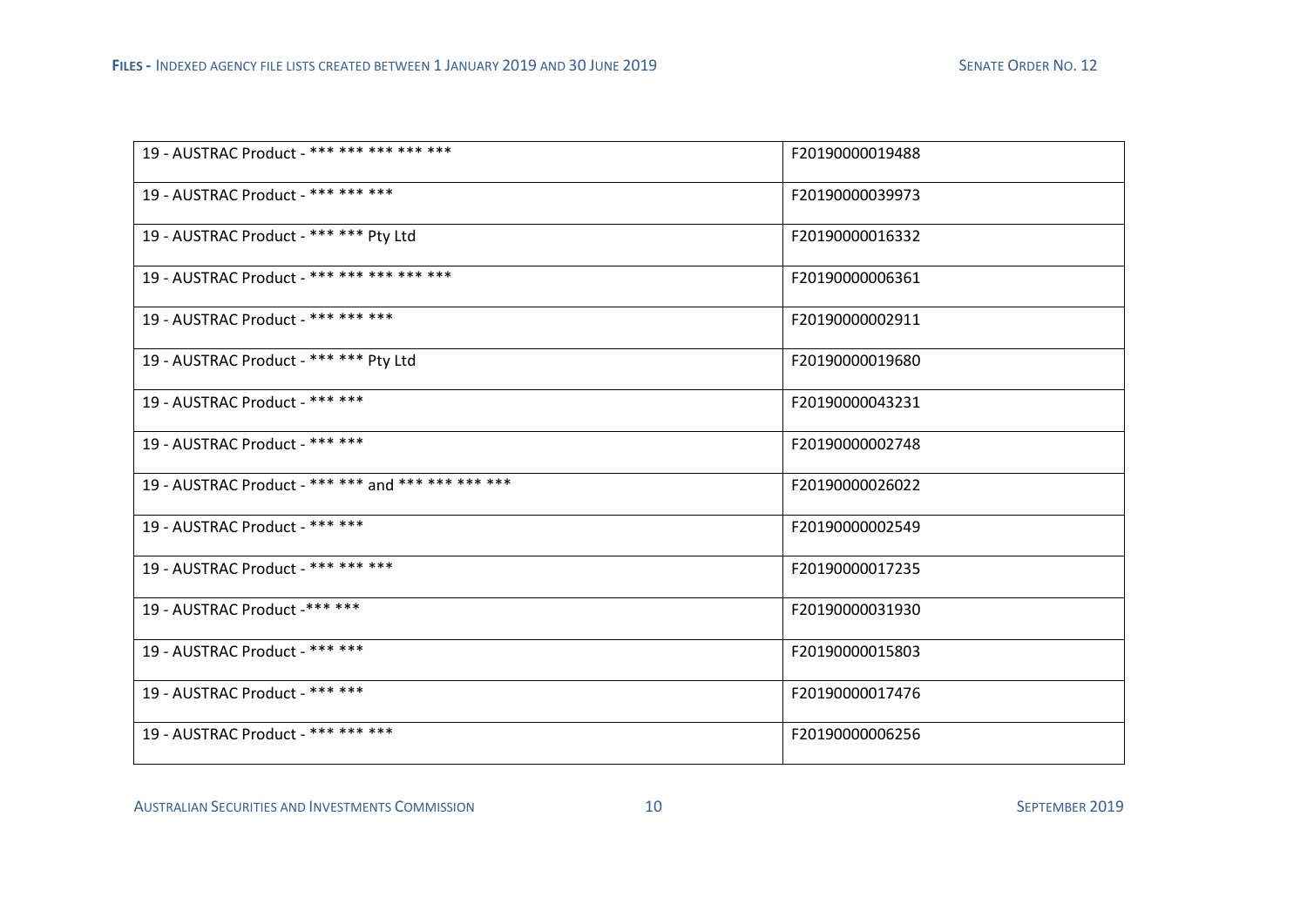| | |
|---|---|
| 19 - AUSTRAC Product - *** *** *** *** *** | F20190000019488 |
| 19 - AUSTRAC Product - *** *** *** | F20190000039973 |
| 19 - AUSTRAC Product - *** *** Pty Ltd | F20190000016332 |
| 19 - AUSTRAC Product - *** *** *** *** *** | F20190000006361 |
| 19 - AUSTRAC Product - *** *** *** | F20190000002911 |
| 19 - AUSTRAC Product - *** *** Pty Ltd | F20190000019680 |
| 19 - AUSTRAC Product - *** *** | F20190000043231 |
| 19 - AUSTRAC Product - *** *** | F20190000002748 |
| 19 - AUSTRAC Product - *** *** and *** *** *** *** | F20190000026022 |
| 19 - AUSTRAC Product - *** *** | F20190000002549 |
| 19 - AUSTRAC Product - *** *** *** | F20190000017235 |
| 19 - AUSTRAC Product -*** *** | F20190000031930 |
| 19 - AUSTRAC Product - *** *** | F20190000015803 |
| 19 - AUSTRAC Product - *** *** | F20190000017476 |
| 19 - AUSTRAC Product - *** *** *** | F20190000006256 |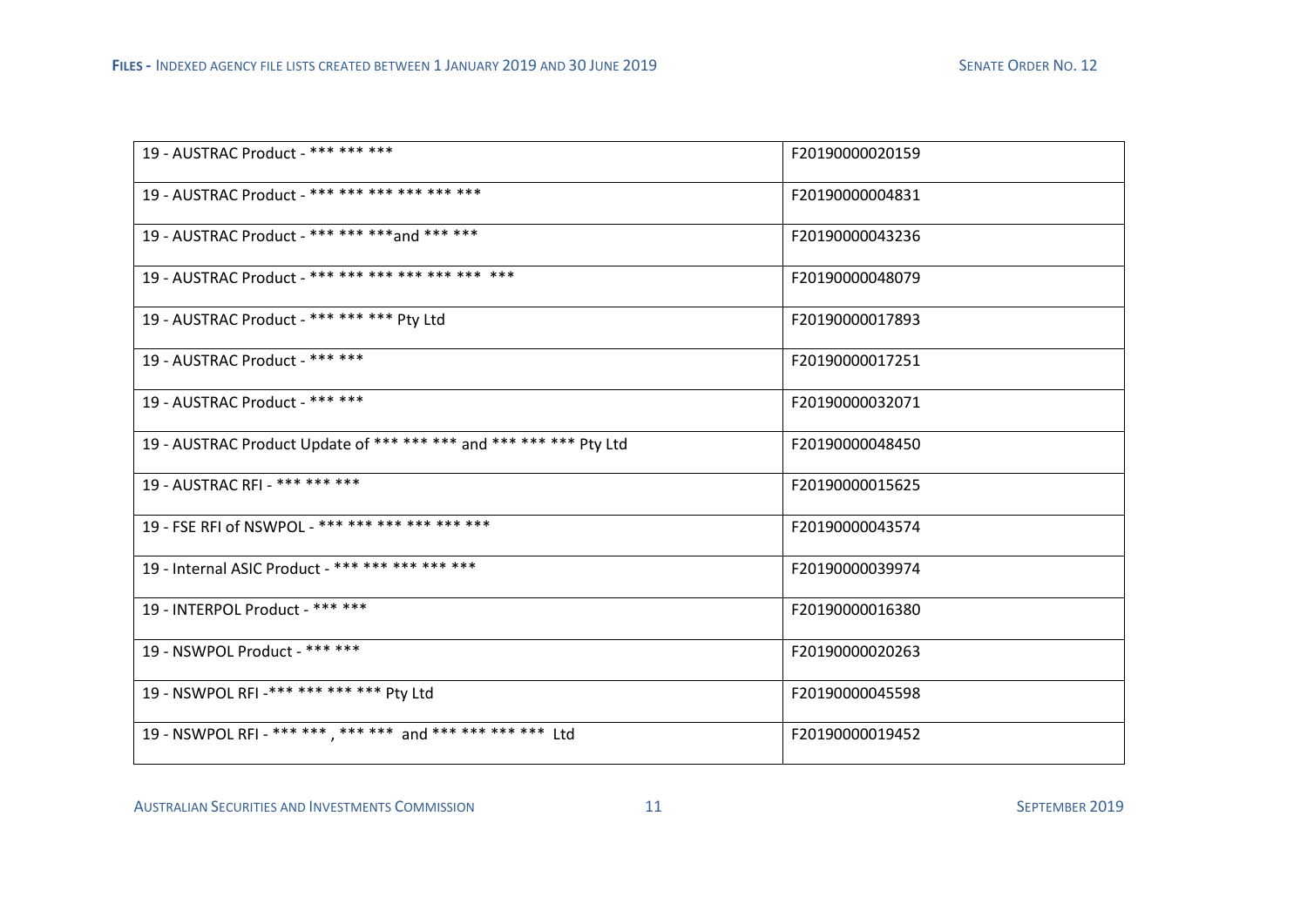| | |
|---|---|
| 19 - AUSTRAC Product - *** *** *** | F20190000020159 |
| 19 - AUSTRAC Product - *** *** *** *** *** *** | F20190000004831 |
| 19 - AUSTRAC Product - *** *** ***and *** *** | F20190000043236 |
| 19 - AUSTRAC Product - *** *** *** *** *** ***  *** | F20190000048079 |
| 19 - AUSTRAC Product - *** *** *** Pty Ltd | F20190000017893 |
| 19 - AUSTRAC Product - *** *** | F20190000017251 |
| 19 - AUSTRAC Product - *** *** | F20190000032071 |
| 19 - AUSTRAC Product Update of *** *** *** and *** *** *** Pty Ltd | F20190000048450 |
| 19 - AUSTRAC RFI - *** *** *** | F20190000015625 |
| 19 - FSE RFI of NSWPOL - *** *** *** *** *** *** | F20190000043574 |
| 19 - Internal ASIC Product - *** *** *** *** *** | F20190000039974 |
| 19 - INTERPOL Product - *** *** | F20190000016380 |
| 19 - NSWPOL Product - *** *** | F20190000020263 |
| 19 - NSWPOL RFI -*** *** *** *** Pty Ltd | F20190000045598 |
| 19 - NSWPOL RFI - *** *** , *** ***  and *** *** *** ***  Ltd | F20190000019452 |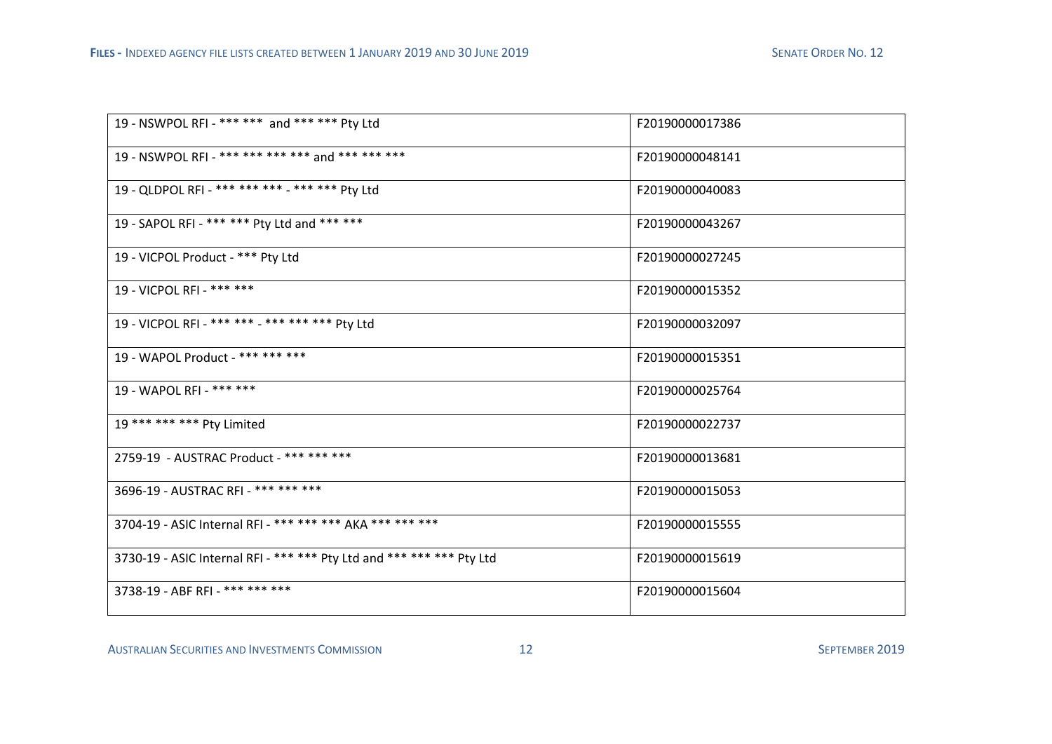| 19 - NSWPOL RFI - *** ***  and *** *** Pty Ltd | F20190000017386 |
|---|---|
| 19 - NSWPOL RFI - *** *** *** *** and *** *** *** | F20190000048141 |
| 19 - QLDPOL RFI - *** *** *** - *** *** Pty Ltd | F20190000040083 |
| 19 - SAPOL RFI - *** *** Pty Ltd and *** *** | F20190000043267 |
| 19 - VICPOL Product - *** Pty Ltd | F20190000027245 |
| 19 - VICPOL RFI - *** *** | F20190000015352 |
| 19 - VICPOL RFI - *** *** - *** *** *** Pty Ltd | F20190000032097 |
| 19 - WAPOL Product - *** *** *** | F20190000015351 |
| 19 - WAPOL RFI - *** *** | F20190000025764 |
| 19 *** *** *** Pty Limited | F20190000022737 |
| 2759-19  - AUSTRAC Product - *** *** *** | F20190000013681 |
| 3696-19 - AUSTRAC RFI - *** *** *** | F20190000015053 |
| 3704-19 - ASIC Internal RFI - *** *** *** AKA *** *** *** | F20190000015555 |
| 3730-19 - ASIC Internal RFI - *** *** Pty Ltd and *** *** *** Pty Ltd | F20190000015619 |
| 3738-19 - ABF RFI - *** *** *** | F20190000015604 |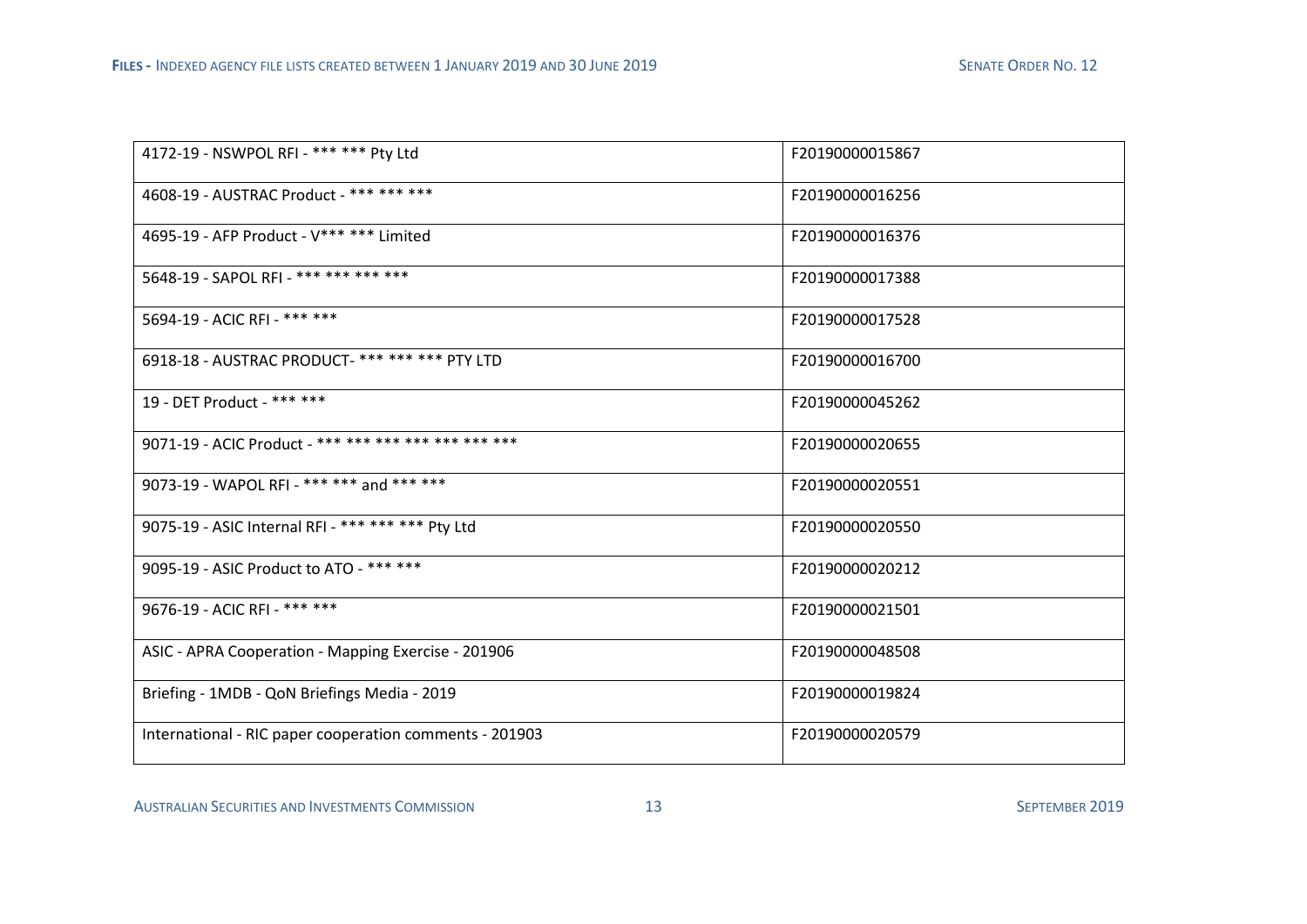| | |
|---|---|
| 4172-19 - NSWPOL RFI - *** *** Pty Ltd | F20190000015867 |
| 4608-19 - AUSTRAC Product - *** *** *** | F20190000016256 |
| 4695-19 - AFP Product - V*** *** Limited | F20190000016376 |
| 5648-19 - SAPOL RFI - *** *** *** *** | F20190000017388 |
| 5694-19 - ACIC RFI - *** *** | F20190000017528 |
| 6918-18 - AUSTRAC PRODUCT- *** *** *** PTY LTD | F20190000016700 |
| 19 - DET Product - *** *** | F20190000045262 |
| 9071-19 - ACIC Product - *** *** *** *** *** *** *** | F20190000020655 |
| 9073-19 - WAPOL RFI - *** *** and *** *** | F20190000020551 |
| 9075-19 - ASIC Internal RFI - *** *** *** Pty Ltd | F20190000020550 |
| 9095-19 - ASIC Product to ATO - *** *** | F20190000020212 |
| 9676-19 - ACIC RFI - *** *** | F20190000021501 |
| ASIC - APRA Cooperation - Mapping Exercise - 201906 | F20190000048508 |
| Briefing - 1MDB - QoN Briefings Media - 2019 | F20190000019824 |
| International - RIC paper cooperation comments - 201903 | F20190000020579 |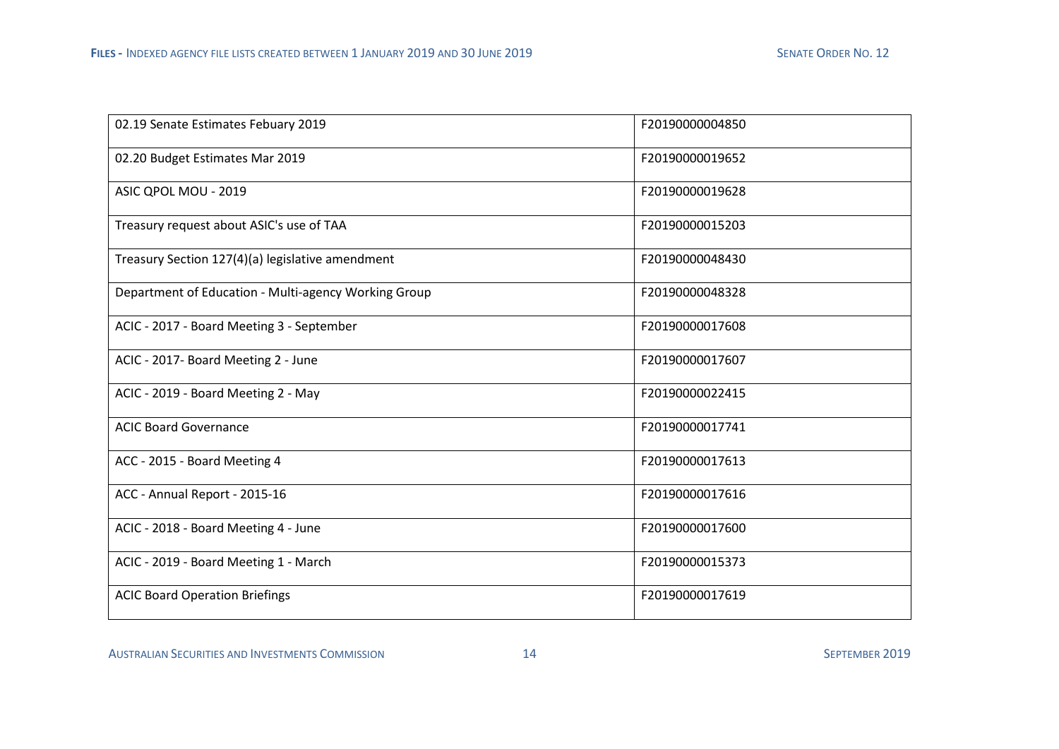| | |
|---|---|
| 02.19 Senate Estimates Febuary 2019 | F20190000004850 |
| 02.20 Budget Estimates Mar 2019 | F20190000019652 |
| ASIC QPOL MOU - 2019 | F20190000019628 |
| Treasury request about ASIC's use of TAA | F20190000015203 |
| Treasury Section 127(4)(a) legislative amendment | F20190000048430 |
| Department of Education - Multi-agency Working Group | F20190000048328 |
| ACIC - 2017 - Board Meeting 3 - September | F20190000017608 |
| ACIC - 2017- Board Meeting 2 - June | F20190000017607 |
| ACIC - 2019 - Board Meeting 2 - May | F20190000022415 |
| ACIC Board Governance | F20190000017741 |
| ACC - 2015 - Board Meeting 4 | F20190000017613 |
| ACC - Annual Report - 2015-16 | F20190000017616 |
| ACIC - 2018 - Board Meeting 4 - June | F20190000017600 |
| ACIC - 2019 - Board Meeting 1 - March | F20190000015373 |
| ACIC Board Operation Briefings | F20190000017619 |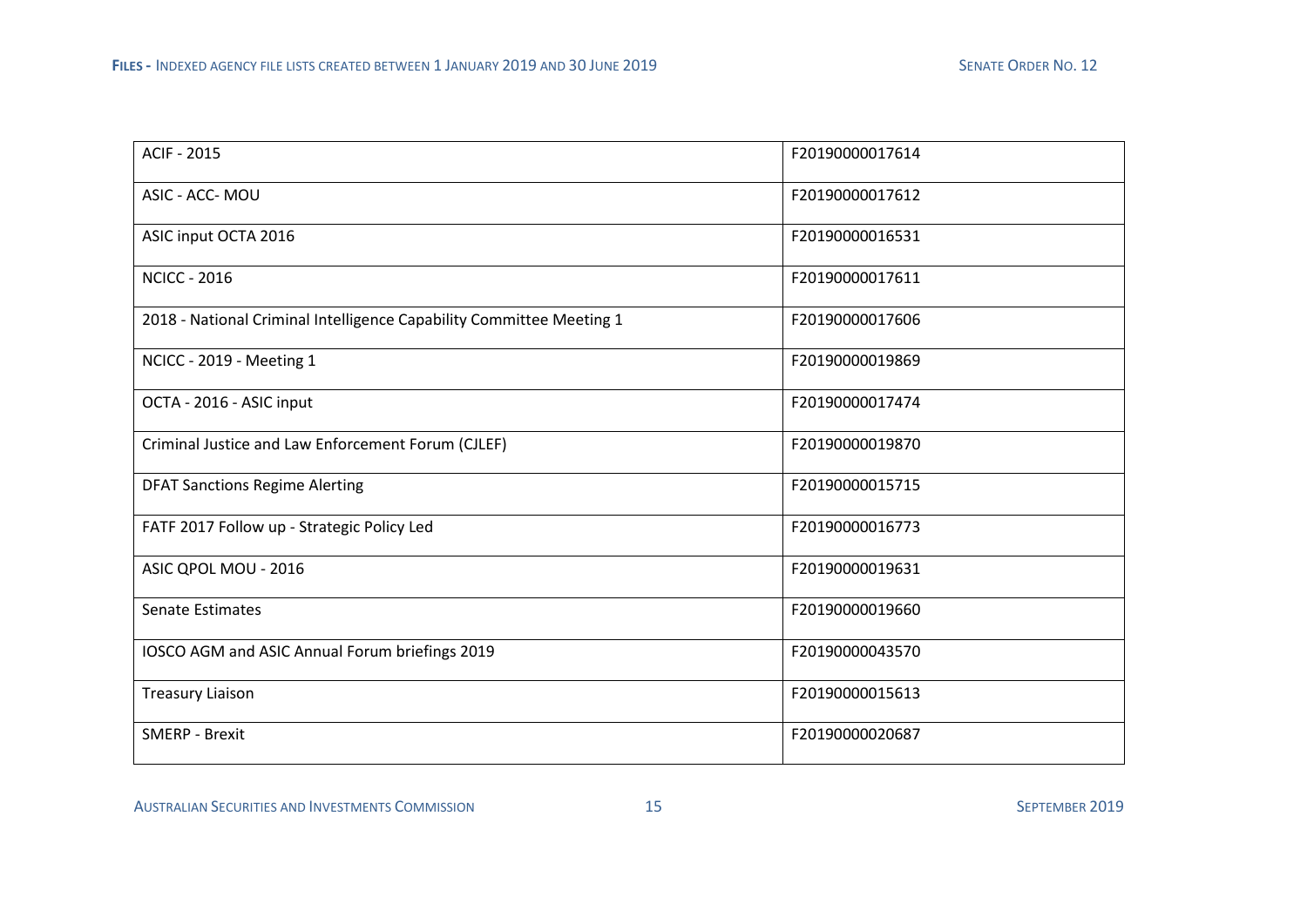| | |
|---|---|
| ACIF - 2015 | F20190000017614 |
| ASIC - ACC- MOU | F20190000017612 |
| ASIC input OCTA 2016 | F20190000016531 |
| NCICC - 2016 | F20190000017611 |
| 2018 - National Criminal Intelligence Capability Committee Meeting 1 | F20190000017606 |
| NCICC - 2019 - Meeting 1 | F20190000019869 |
| OCTA - 2016 - ASIC input | F20190000017474 |
| Criminal Justice and Law Enforcement Forum (CJLEF) | F20190000019870 |
| DFAT Sanctions Regime Alerting | F20190000015715 |
| FATF 2017 Follow up - Strategic Policy Led | F20190000016773 |
| ASIC QPOL MOU - 2016 | F20190000019631 |
| Senate Estimates | F20190000019660 |
| IOSCO AGM and ASIC Annual Forum briefings 2019 | F20190000043570 |
| Treasury Liaison | F20190000015613 |
| SMERP - Brexit | F20190000020687 |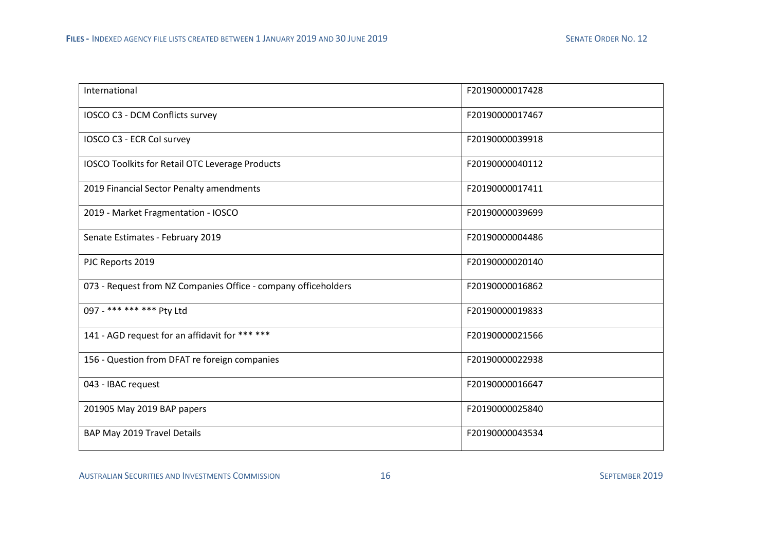| | |
|---|---|
| International | F20190000017428 |
| IOSCO C3 - DCM Conflicts survey | F20190000017467 |
| IOSCO C3 - ECR CoI survey | F20190000039918 |
| IOSCO Toolkits for Retail OTC Leverage Products | F20190000040112 |
| 2019 Financial Sector Penalty amendments | F20190000017411 |
| 2019 - Market Fragmentation - IOSCO | F20190000039699 |
| Senate Estimates - February 2019 | F20190000004486 |
| PJC Reports 2019 | F20190000020140 |
| 073 - Request from NZ Companies Office - company officeholders | F20190000016862 |
| 097 - *** *** *** Pty Ltd | F20190000019833 |
| 141 - AGD request for an affidavit for *** *** | F20190000021566 |
| 156 - Question from DFAT re foreign companies | F20190000022938 |
| 043 - IBAC request | F20190000016647 |
| 201905 May 2019 BAP papers | F20190000025840 |
| BAP May 2019 Travel Details | F20190000043534 |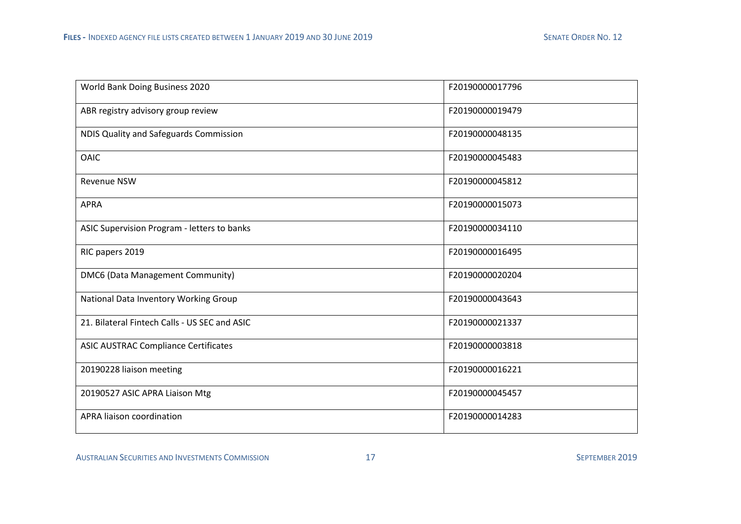| | |
|---|---|
| World Bank Doing Business 2020 | F20190000017796 |
| ABR registry advisory group review | F20190000019479 |
| NDIS Quality and Safeguards Commission | F20190000048135 |
| OAIC | F20190000045483 |
| Revenue NSW | F20190000045812 |
| APRA | F20190000015073 |
| ASIC Supervision Program - letters to banks | F20190000034110 |
| RIC papers 2019 | F20190000016495 |
| DMC6 (Data Management Community) | F20190000020204 |
| National Data Inventory Working Group | F20190000043643 |
| 21. Bilateral Fintech Calls - US SEC and ASIC | F20190000021337 |
| ASIC AUSTRAC Compliance Certificates | F20190000003818 |
| 20190228 liaison meeting | F20190000016221 |
| 20190527 ASIC APRA Liaison Mtg | F20190000045457 |
| APRA liaison coordination | F20190000014283 |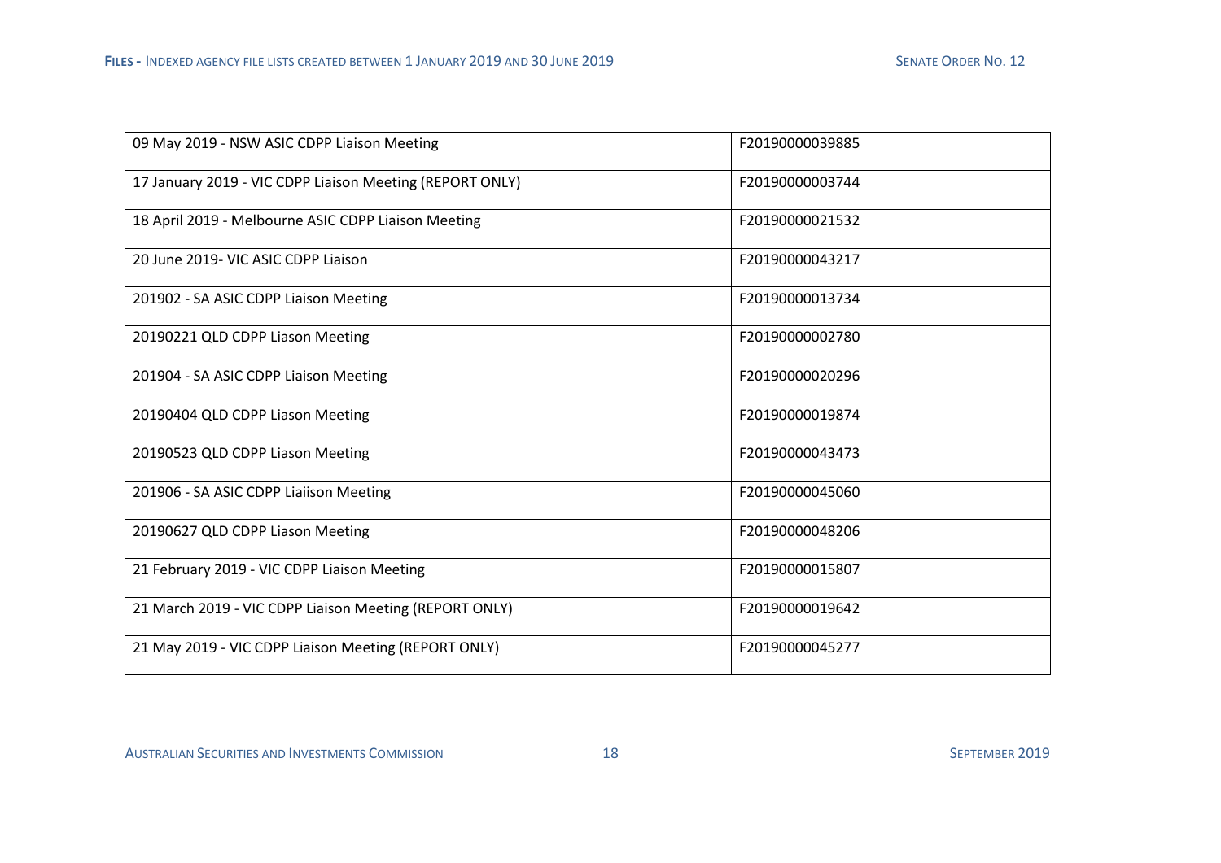| | |
|---|---|
| 09 May 2019 - NSW ASIC CDPP Liaison Meeting | F20190000039885 |
| 17 January 2019 - VIC CDPP Liaison Meeting (REPORT ONLY) | F20190000003744 |
| 18 April 2019 - Melbourne ASIC CDPP Liaison Meeting | F20190000021532 |
| 20 June 2019- VIC ASIC CDPP Liaison | F20190000043217 |
| 201902 - SA ASIC CDPP Liaison Meeting | F20190000013734 |
| 20190221 QLD CDPP Liason Meeting | F20190000002780 |
| 201904 - SA ASIC CDPP Liaison Meeting | F20190000020296 |
| 20190404 QLD CDPP Liason Meeting | F20190000019874 |
| 20190523 QLD CDPP Liason Meeting | F20190000043473 |
| 201906 - SA ASIC CDPP Liaiison Meeting | F20190000045060 |
| 20190627 QLD CDPP Liason Meeting | F20190000048206 |
| 21 February 2019 - VIC CDPP Liaison Meeting | F20190000015807 |
| 21 March 2019 - VIC CDPP Liaison Meeting (REPORT ONLY) | F20190000019642 |
| 21 May 2019 - VIC CDPP Liaison Meeting (REPORT ONLY) | F20190000045277 |